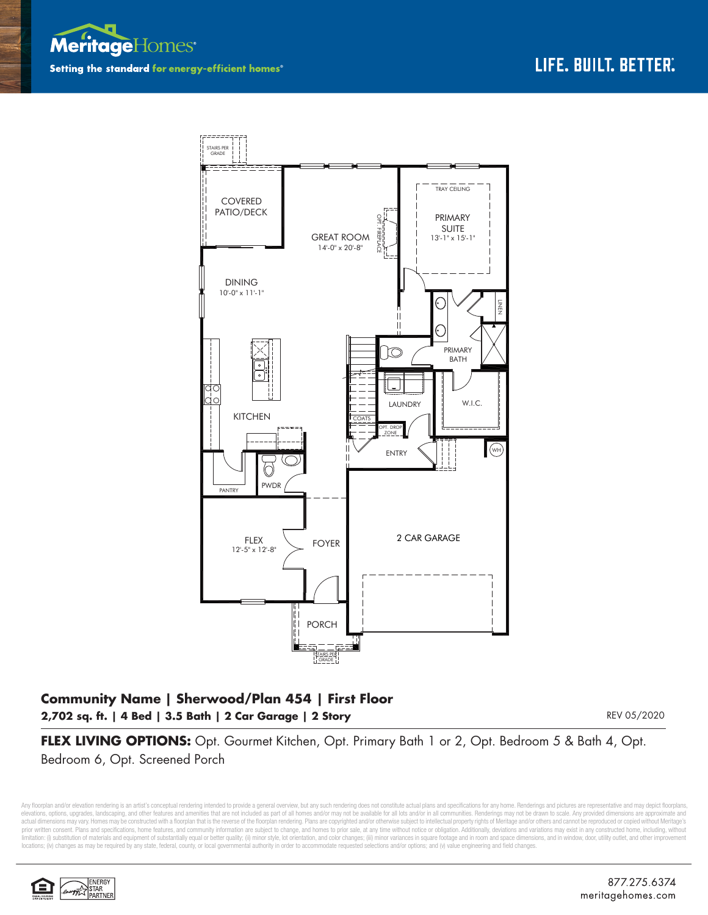Meritage Homes

Setting the standard for energy-efficient homes®

LIFE. BUILT. BETTER.®

STAIRS PER GRADE

COVERED PATIO/DECK

GREAT ROOM
14'-0" x 20'-8"

OPT. FIREPLACE

TRAY CEILING

PRIMARY SUITE
13'-1" x 15'-1"

DINING
10'-0" x 11'-1"

LINEN

PRIMARY BATH

LAUNDRY

W.I.C.

KITCHEN

COATS

OPT. DROP ZONE

ENTRY

WH

PANTRY

PWDR

FLEX
12'-5" x 12'-8"

FOYER

2 CAR GARAGE

PORCH

STAIRS PER GRADE

## Community Name | Sherwood/Plan 454 | First Floor

**2,702 sq. ft. | 4 Bed | 3.5 Bath | 2 Car Garage | 2 Story**

REV 05/2020

**FLEX LIVING OPTIONS:** Opt. Gourmet Kitchen, Opt. Primary Bath 1 or 2, Opt. Bedroom 5 & Bath 4, Opt. Bedroom 6, Opt. Screened Porch

Any floorplan and/or elevation rendering is an artist's conceptual rendering intended to provide a general overview, but any such rendering does not constitute actual plans and specifications for any home. Renderings and pictures are representative and may depict floorplans, elevations, options, upgrades, landscaping, and other features and amenities that are not included as part of all homes and/or may not be available for all lots and/or in all communities. Renderings may not be drawn to scale. Any provided dimensions are approximate and actual dimensions may vary. Homes may be constructed with a floorplan that is the reverse of the floorplan rendering. Plans are copyrighted and/or otherwise subject to intellectual property rights of Meritage and/or others and cannot be reproduced or copied without Meritage's prior written consent. Plans and specifications, home features, and community information are subject to change, and homes to prior sale, at any time without notice or obligation. Additionally, deviations and variations may exist in any constructed home, including, without limitation: (i) substitution of materials and equipment of substantially equal or better quality; (ii) minor style, lot orientation, and color changes; (iii) minor variances in square footage and in room and space dimensions, and in window, door, utility outlet, and other improvement locations; (iv) changes as may be required by any state, federal, county, or local governmental authority in order to accommodate requested selections and/or options; and (v) value engineering and field changes.

ENERGY STAR PARTNER

877.275.6374
meritagehomes.com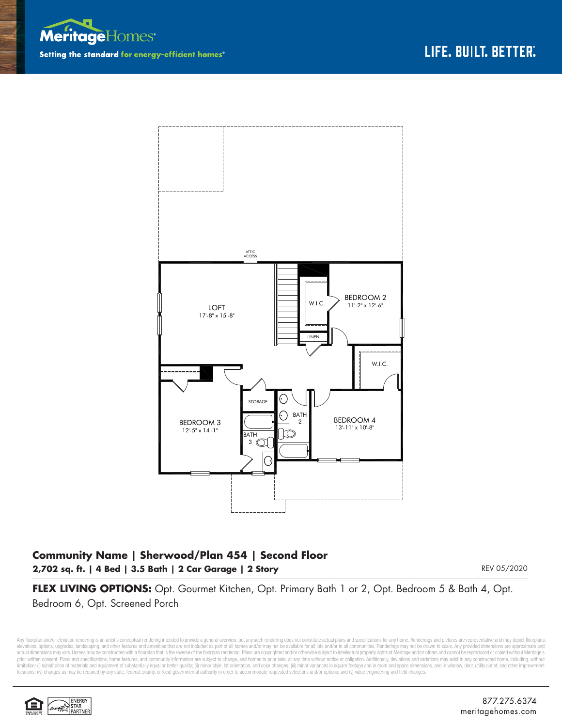Meritage Homes

Setting the standard for energy-efficient homes®

LIFE. BUILT. BETTER.®

ATTIC ACCESS

LOFT
17'-8" x 15'-8"

W.I.C.

BEDROOM 2
11'-2" x 12'-6"

LINEN

W.I.C.

STORAGE

BATH 2

BEDROOM 3
12'-5" x 14'-1"

BATH 3

BEDROOM 4
13'-11" x 10'-8"

## Community Name | Sherwood/Plan 454 | Second Floor

**2,702 sq. ft. | 4 Bed | 3.5 Bath | 2 Car Garage | 2 Story**

REV 05/2020

**FLEX LIVING OPTIONS:** Opt. Gourmet Kitchen, Opt. Primary Bath 1 or 2, Opt. Bedroom 5 & Bath 4, Opt. Bedroom 6, Opt. Screened Porch

Any floorplan and/or elevation rendering is an artist's conceptual rendering intended to provide a general overview, but any such rendering does not constitute actual plans and specifications for any home. Renderings and pictures are representative and may depict floorplans, elevations, options, upgrades, landscaping, and other features and amenities that are not included as part of all homes and/or may not be available for all lots and/or in all communities. Renderings may not be drawn to scale. Any provided dimensions are approximate and actual dimensions may vary. Homes may be constructed with a floorplan that is the reverse of the floorplan rendering. Plans are copyrighted and/or otherwise subject to intellectual property rights of Meritage and/or others and cannot be reproduced or copied without Meritage's prior written consent. Plans and specifications, home features, and community information are subject to change, and homes to prior sale, at any time without notice or obligation. Additionally, deviations and variations may exist in any constructed home, including, without limitation: (i) substitution of materials and equipment of substantially equal or better quality; (ii) minor style, lot orientation, and color changes; (iii) minor variances in square footage and in room and space dimensions, and in window, door, utility outlet, and other improvement locations; (iv) changes as may be required by any state, federal, county, or local governmental authority in order to accommodate requested selections and/or options; and (v) value engineering and field changes.

ENERGY STAR PARTNER

877.275.6374
meritagehomes.com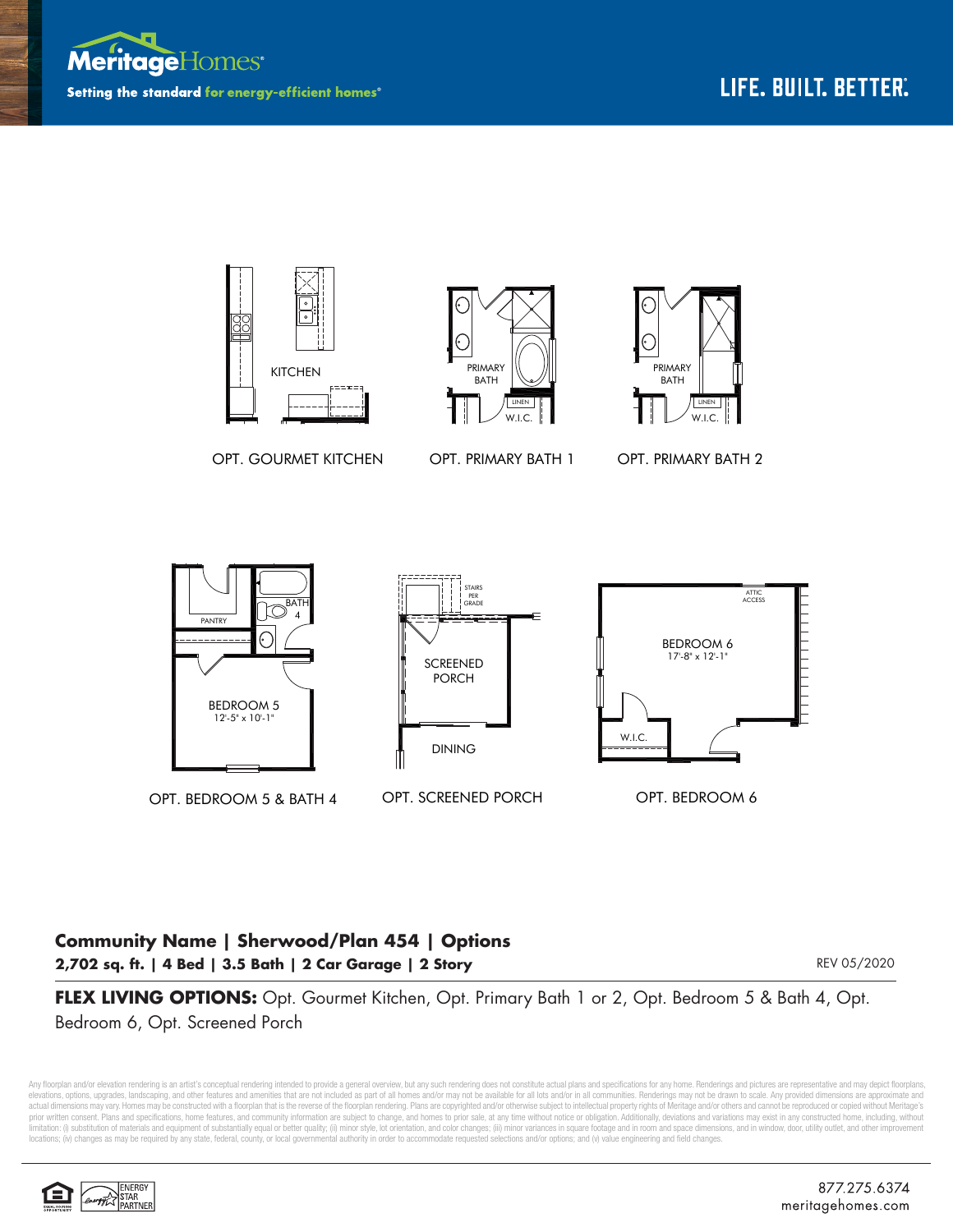Meritage Homes
Setting the standard for energy-efficient homes®

LIFE. BUILT. BETTER.

KITCHEN

OPT. GOURMET KITCHEN

PRIMARY BATH

LINEN

W.I.C.

OPT. PRIMARY BATH 1

PRIMARY BATH

LINEN

W.I.C.

OPT. PRIMARY BATH 2

PANTRY

BATH 4

BEDROOM 5
12'-5" x 10'-1"

OPT. BEDROOM 5 & BATH 4

STAIRS PER GRADE

SCREENED PORCH

DINING

OPT. SCREENED PORCH

ATTIC ACCESS

BEDROOM 6
17'-8" x 12'-1"

W.I.C.

OPT. BEDROOM 6

**Community Name | Sherwood/Plan 454 | Options**

**2,702 sq. ft. | 4 Bed | 3.5 Bath | 2 Car Garage | 2 Story**

REV 05/2020

**FLEX LIVING OPTIONS:** Opt. Gourmet Kitchen, Opt. Primary Bath 1 or 2, Opt. Bedroom 5 & Bath 4, Opt. Bedroom 6, Opt. Screened Porch

Any floorplan and/or elevation rendering is an artist's conceptual rendering intended to provide a general overview, but any such rendering does not constitute actual plans and specifications for any home. Renderings and pictures are representative and may depict floorplans, elevations, options, upgrades, landscaping, and other features and amenities that are not included as part of all homes and/or may not be available for all lots and/or in all communities. Renderings may not be drawn to scale. Any provided dimensions are approximate and actual dimensions may vary. Homes may be constructed with a floorplan that is the reverse of the floorplan rendering. Plans are copyrighted and/or otherwise subject to intellectual property rights of Meritage and/or others and cannot be reproduced or copied without Meritage's prior written consent. Plans and specifications, home features, and community information are subject to change, and homes to prior sale, at any time without notice or obligation. Additionally, deviations and variations may exist in any constructed home, including, without limitation: (i) substitution of materials and equipment of substantially equal or better quality; (ii) minor style, lot orientation, and color changes; (iii) minor variances in square footage and in room and space dimensions, and in window, door, utility outlet, and other improvement locations; (iv) changes as may be required by any state, federal, county, or local governmental authority in order to accommodate requested selections and/or options; and (v) value engineering and field changes.

ENERGY STAR PARTNER

877.275.6374
meritagehomes.com